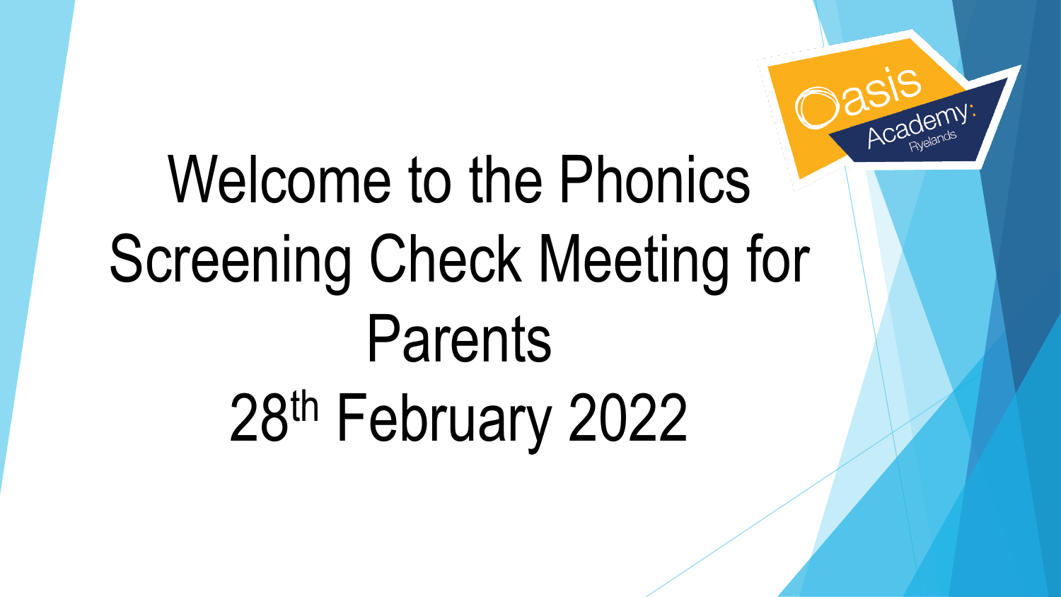# Welcome to the Phonics Screening Check Meeting for Parents

# 28th February 2022

Oasis Academy Ryelands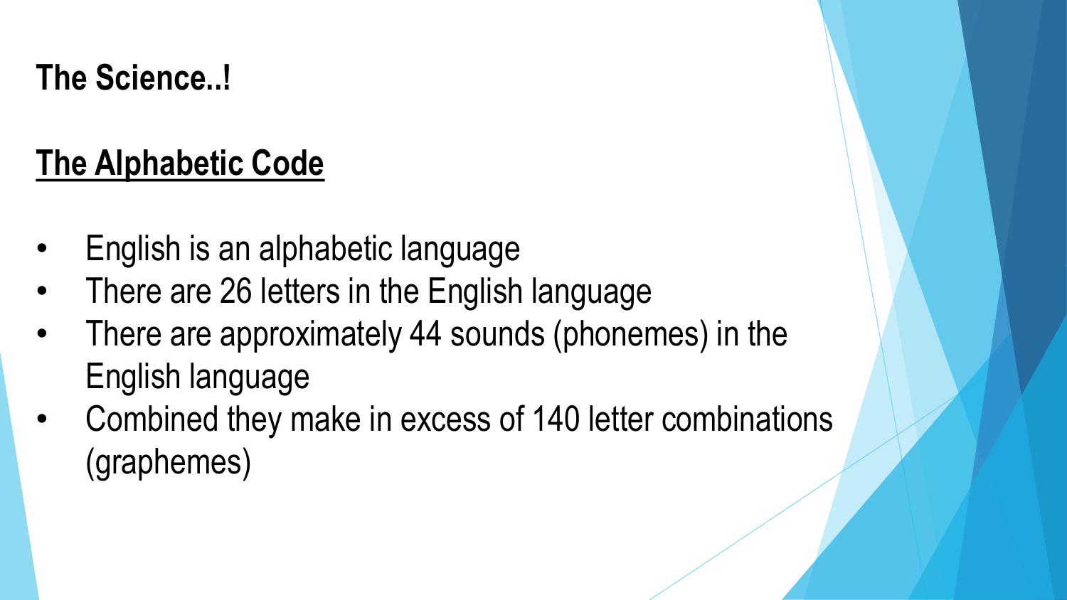**The Science..!**

## The Alphabetic Code

- English is an alphabetic language
- There are 26 letters in the English language
- There are approximately 44 sounds (phonemes) in the English language
- Combined they make in excess of 140 letter combinations (graphemes)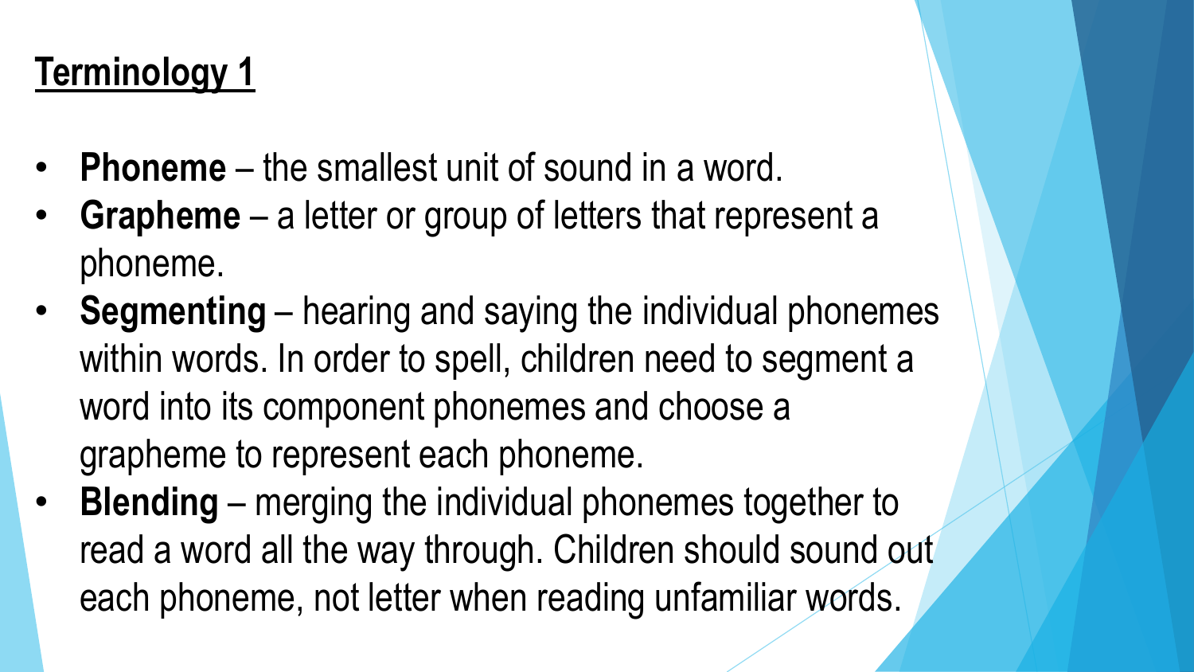## Terminology 1

- **Phoneme** – the smallest unit of sound in a word.
- **Grapheme** – a letter or group of letters that represent a phoneme.
- **Segmenting** – hearing and saying the individual phonemes within words. In order to spell, children need to segment a word into its component phonemes and choose a grapheme to represent each phoneme.
- **Blending** – merging the individual phonemes together to read a word all the way through. Children should sound out each phoneme, not letter when reading unfamiliar words.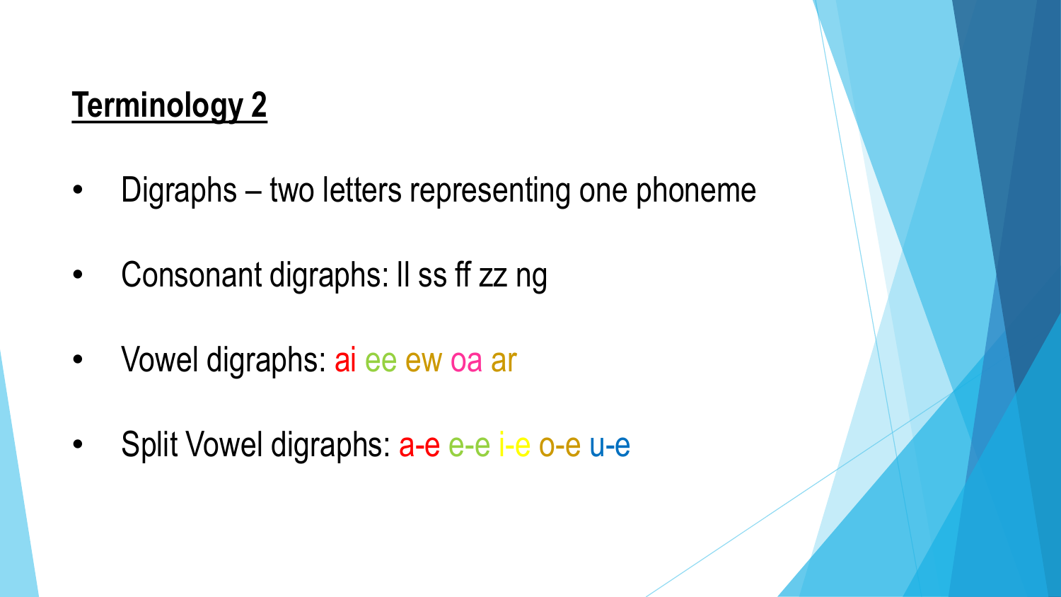## **Terminology 2**

- Digraphs – two letters representing one phoneme
- Consonant digraphs: ll ss ff zz ng
- Vowel digraphs: ai ee ew oa ar
- Split Vowel digraphs: a-e e-e i-e o-e u-e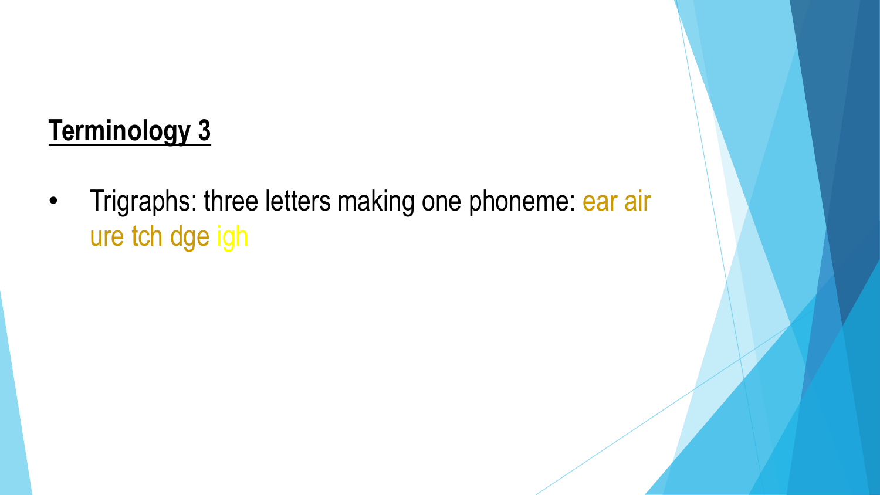## **Terminology 3**

- Trigraphs: three letters making one phoneme: ear air ure tch dge igh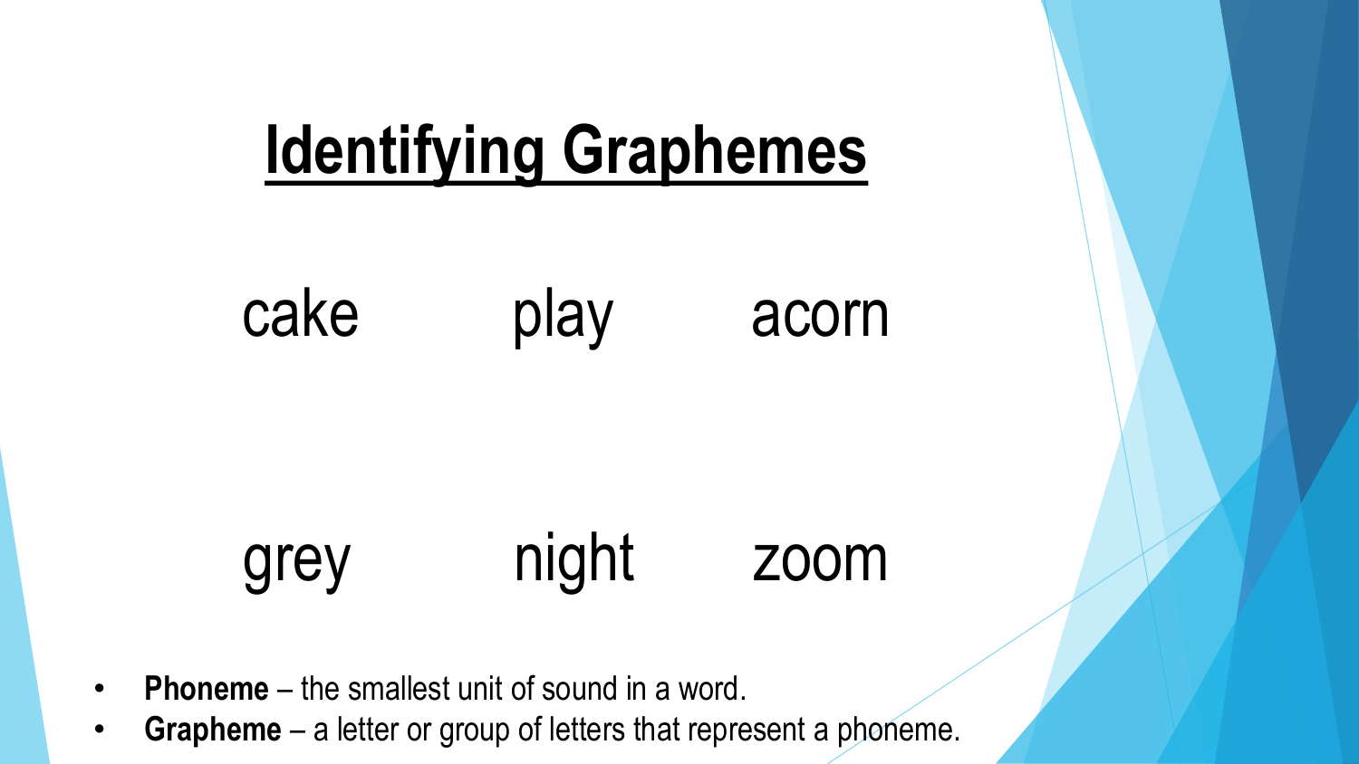# Identifying Graphemes

cake play acorn

grey night zoom

- **Phoneme** – the smallest unit of sound in a word.
- **Grapheme** – a letter or group of letters that represent a phoneme.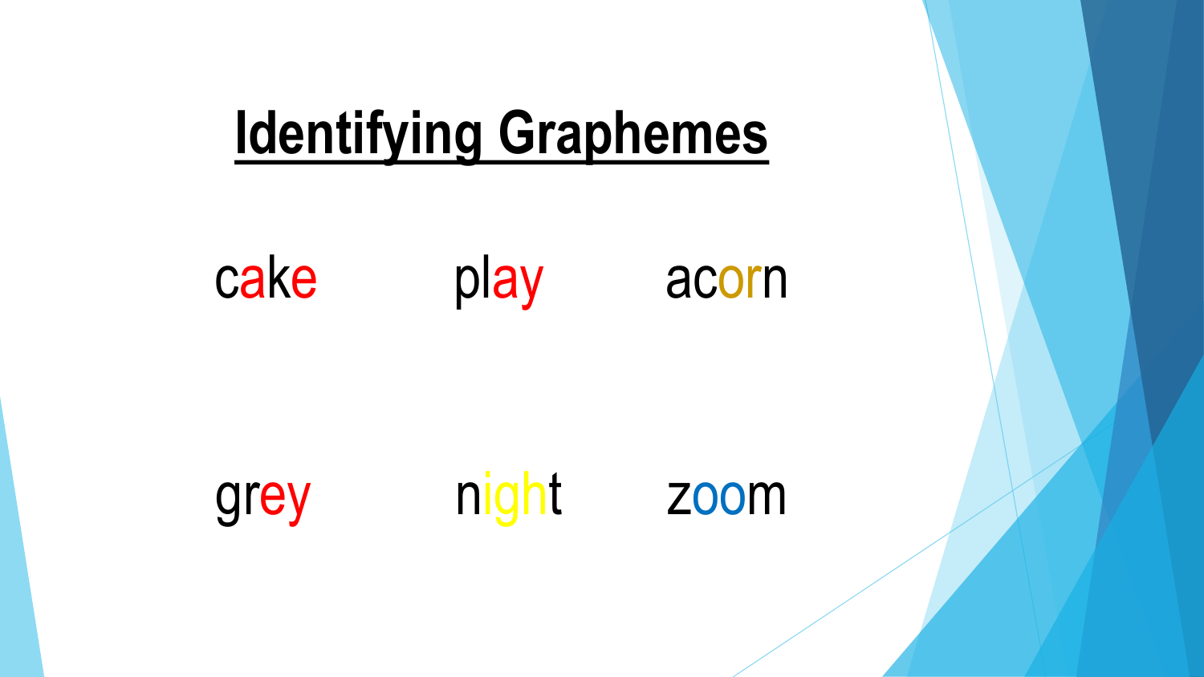# Identifying Graphemes

cake play acorn

grey night zoom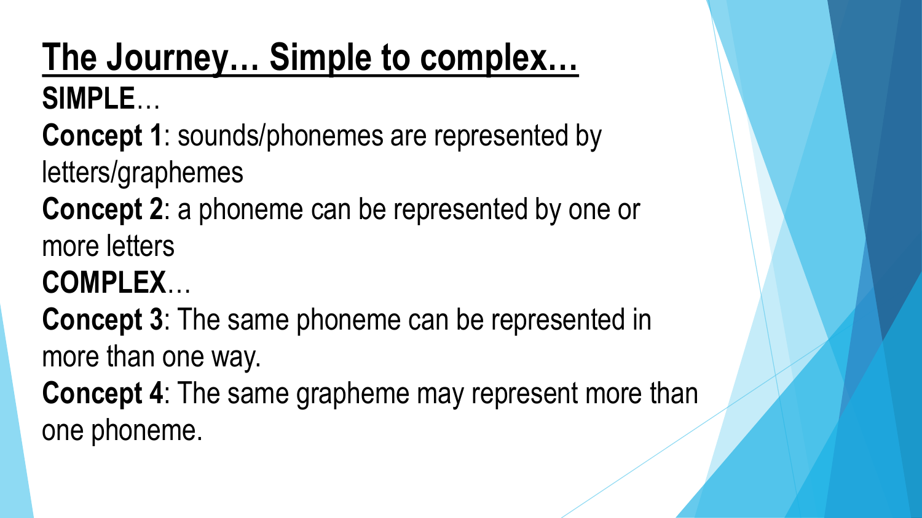# The Journey… Simple to complex…

**SIMPLE**…

**Concept 1**: sounds/phonemes are represented by letters/graphemes

**Concept 2**: a phoneme can be represented by one or more letters

**COMPLEX**…

**Concept 3**: The same phoneme can be represented in more than one way.

**Concept 4**: The same grapheme may represent more than one phoneme.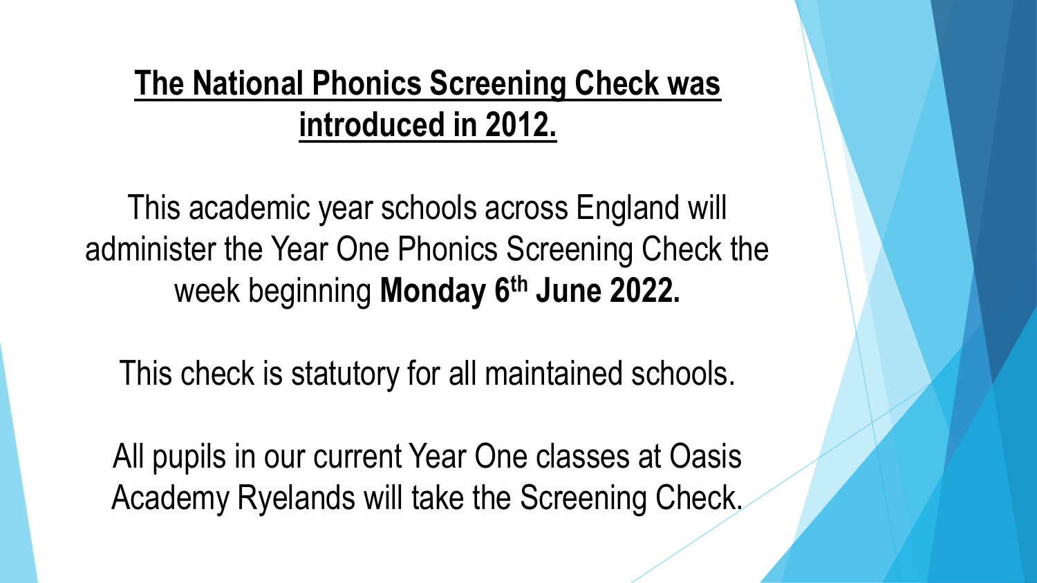## The National Phonics Screening Check was introduced in 2012.

This academic year schools across England will administer the Year One Phonics Screening Check the week beginning **Monday 6th June 2022.**

This check is statutory for all maintained schools.

All pupils in our current Year One classes at Oasis Academy Ryelands will take the Screening Check.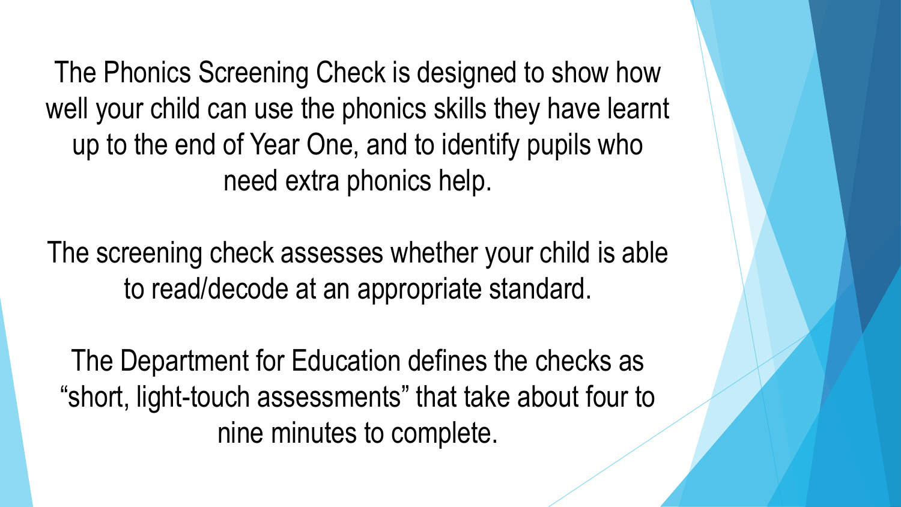The Phonics Screening Check is designed to show how well your child can use the phonics skills they have learnt up to the end of Year One, and to identify pupils who need extra phonics help.

The screening check assesses whether your child is able to read/decode at an appropriate standard.

The Department for Education defines the checks as "short, light-touch assessments" that take about four to nine minutes to complete.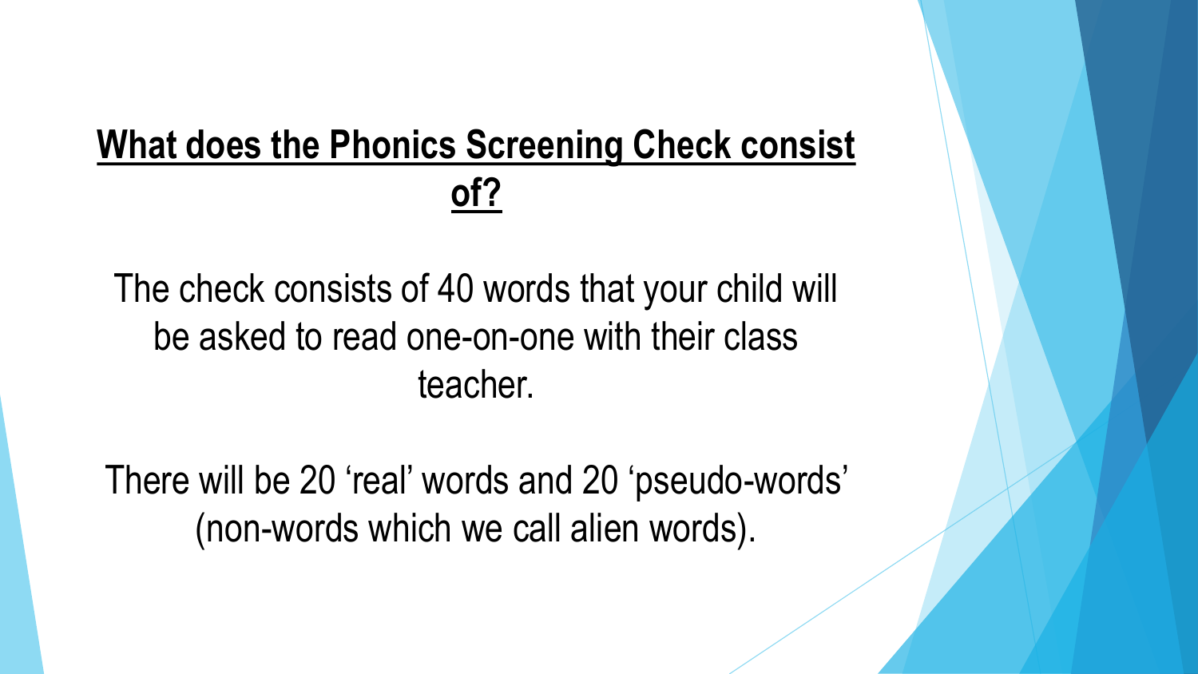## **What does the Phonics Screening Check consist of?**

The check consists of 40 words that your child will be asked to read one-on-one with their class teacher.

There will be 20 ‘real’ words and 20 ‘pseudo-words’ (non-words which we call alien words).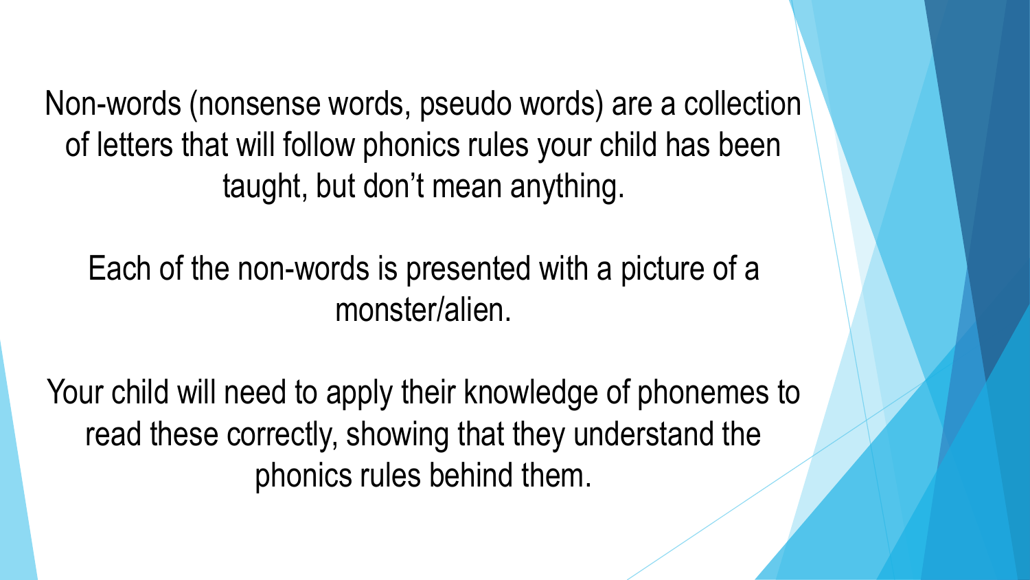Non-words (nonsense words, pseudo words) are a collection of letters that will follow phonics rules your child has been taught, but don't mean anything.

Each of the non-words is presented with a picture of a monster/alien.

Your child will need to apply their knowledge of phonemes to read these correctly, showing that they understand the phonics rules behind them.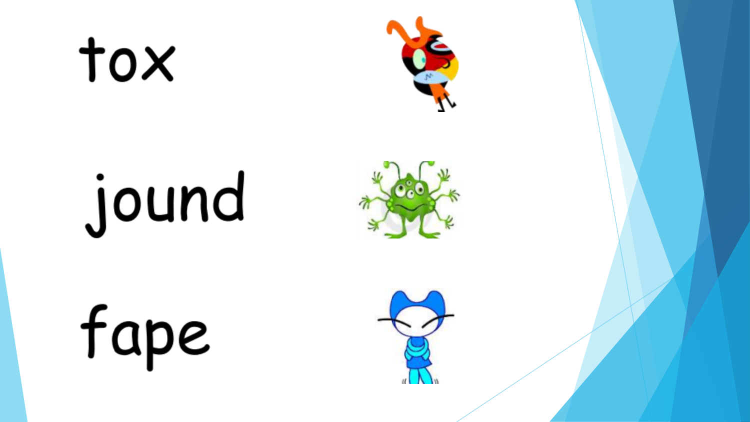tox

jound

fape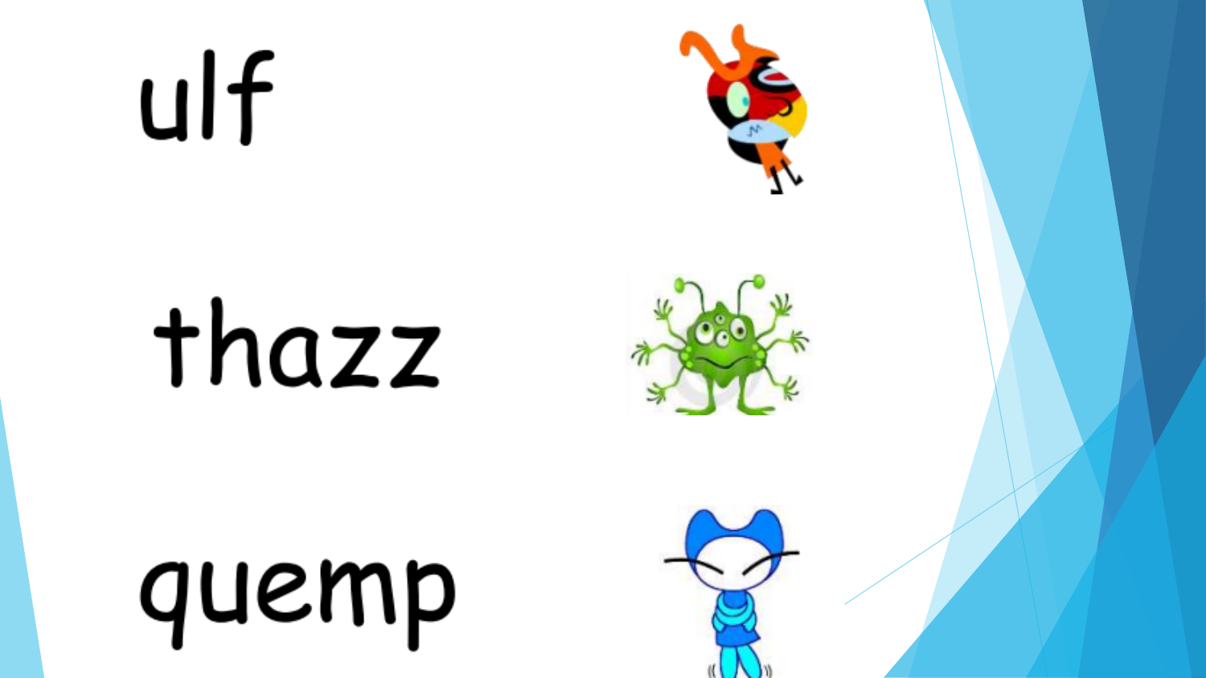ulf

thazz

quemp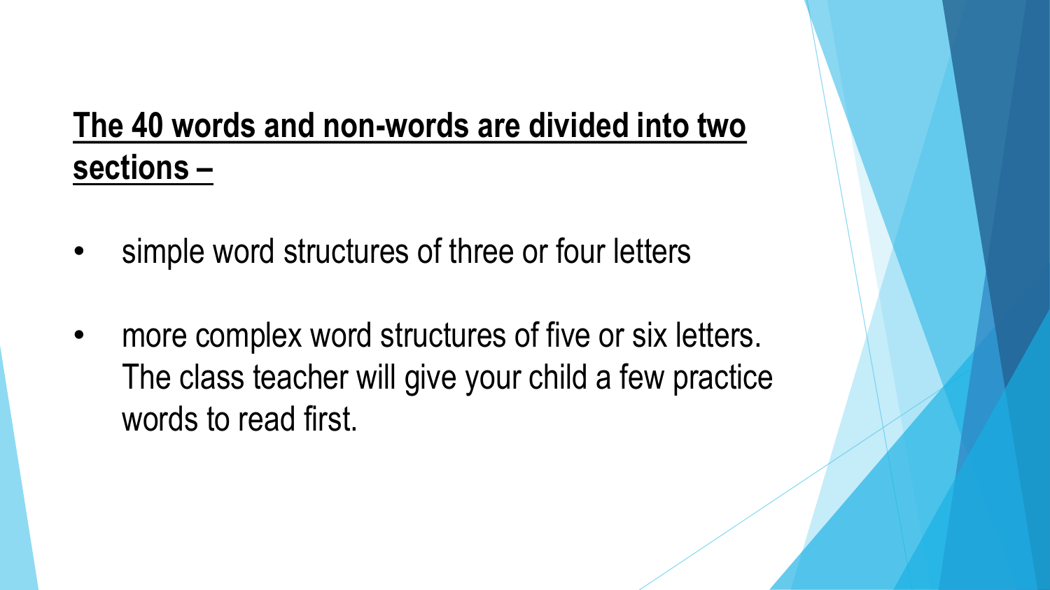**<u>The 40 words and non-words are divided into two sections –</u>**

- simple word structures of three or four letters
- more complex word structures of five or six letters. The class teacher will give your child a few practice words to read first.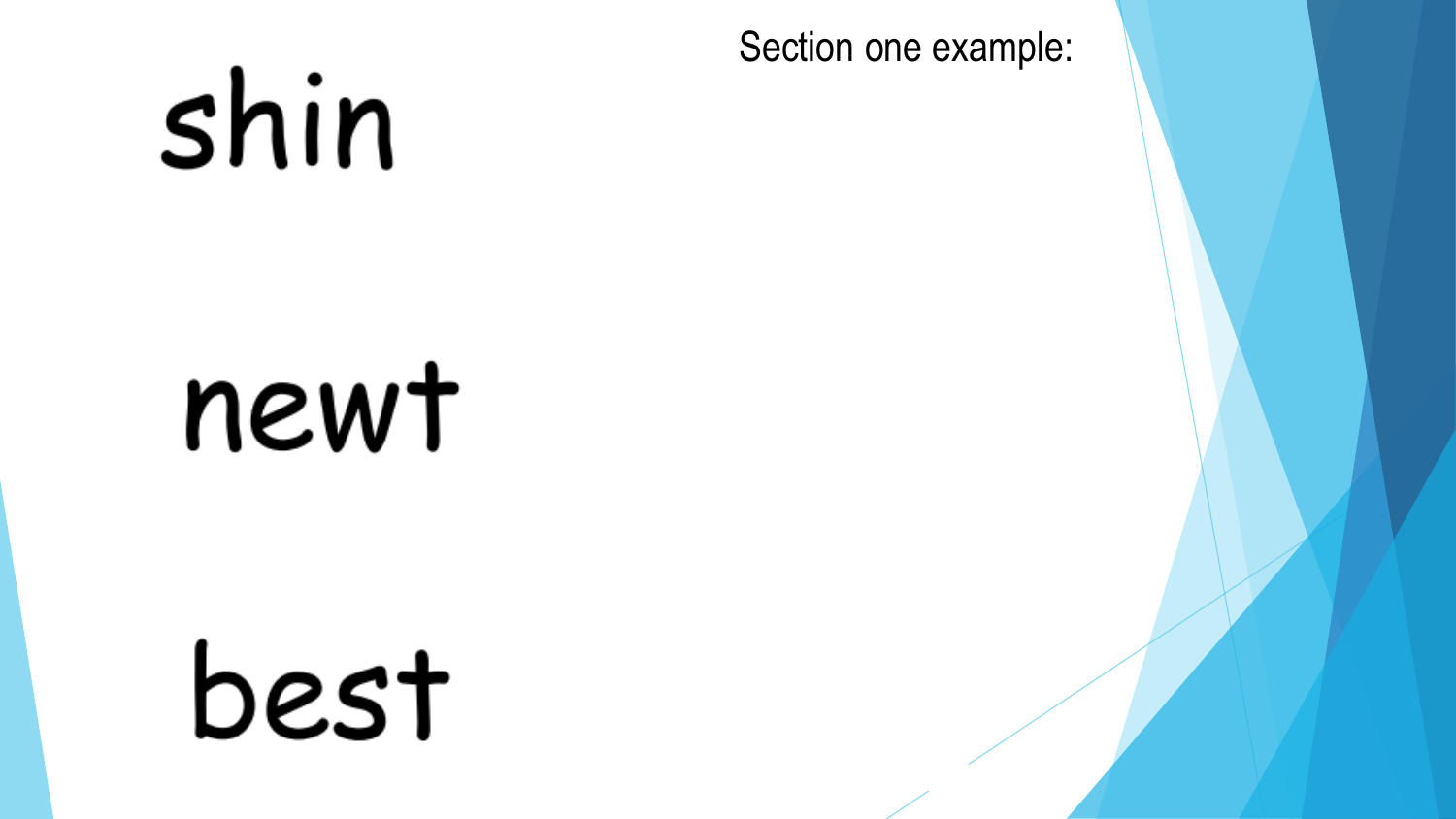Section one example:

shin

newt

best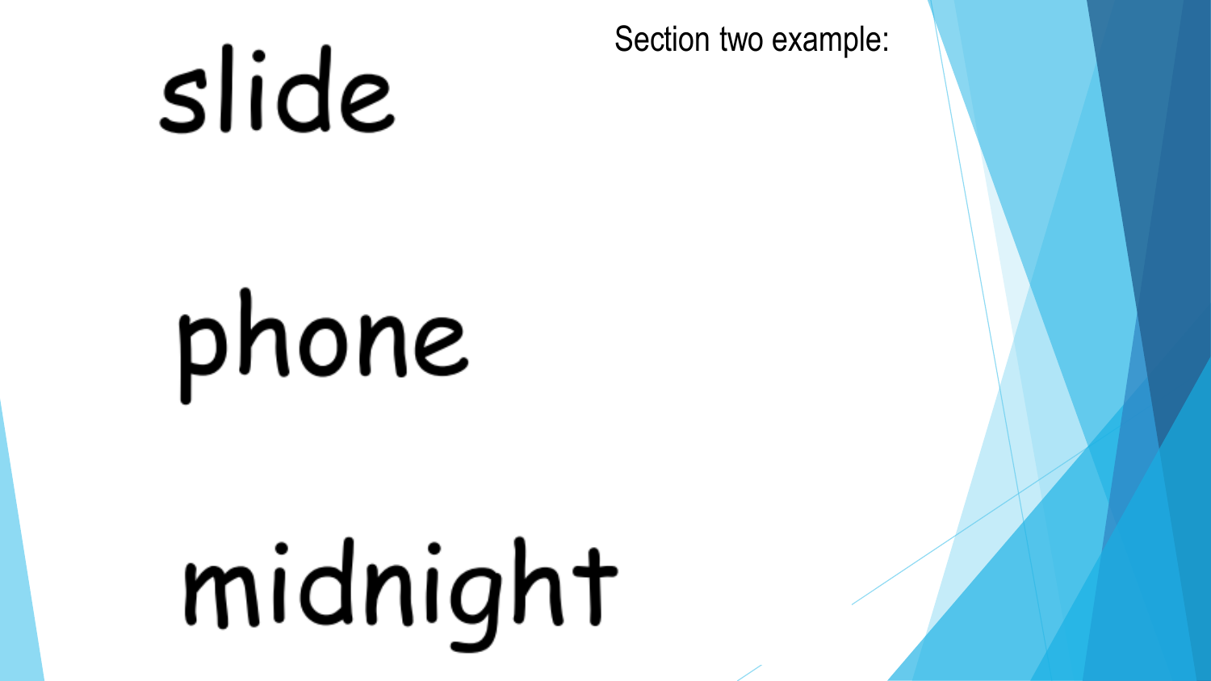Section two example:

slide

phone

midnight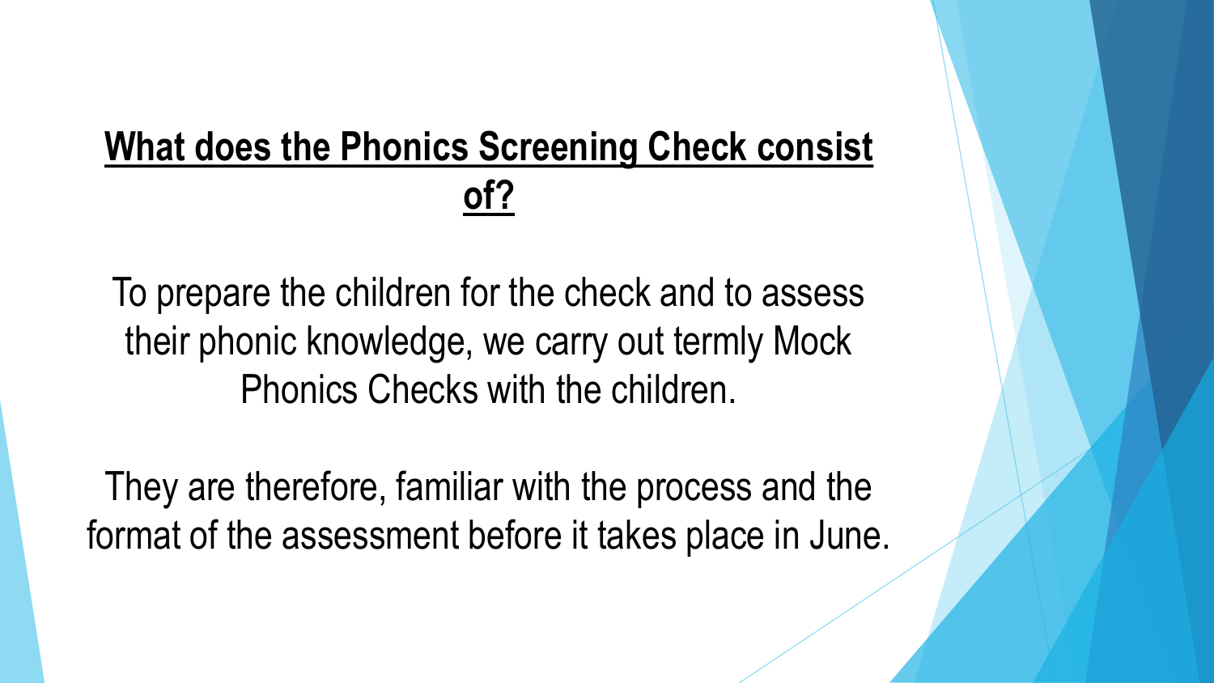## What does the Phonics Screening Check consist of?

To prepare the children for the check and to assess their phonic knowledge, we carry out termly Mock Phonics Checks with the children.

They are therefore, familiar with the process and the format of the assessment before it takes place in June.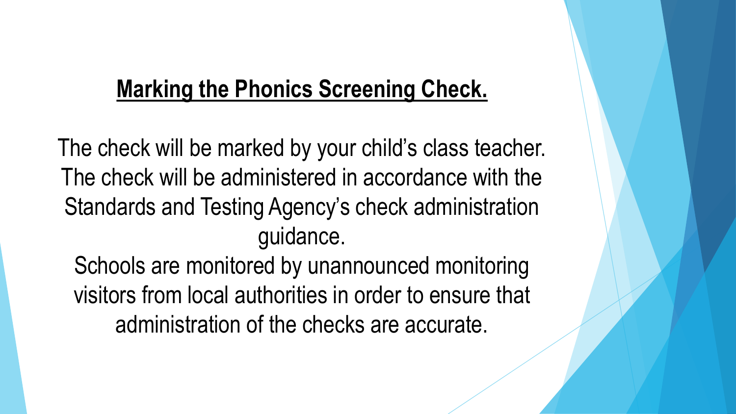# Marking the Phonics Screening Check.

The check will be marked by your child's class teacher. The check will be administered in accordance with the Standards and Testing Agency's check administration guidance.

Schools are monitored by unannounced monitoring visitors from local authorities in order to ensure that administration of the checks are accurate.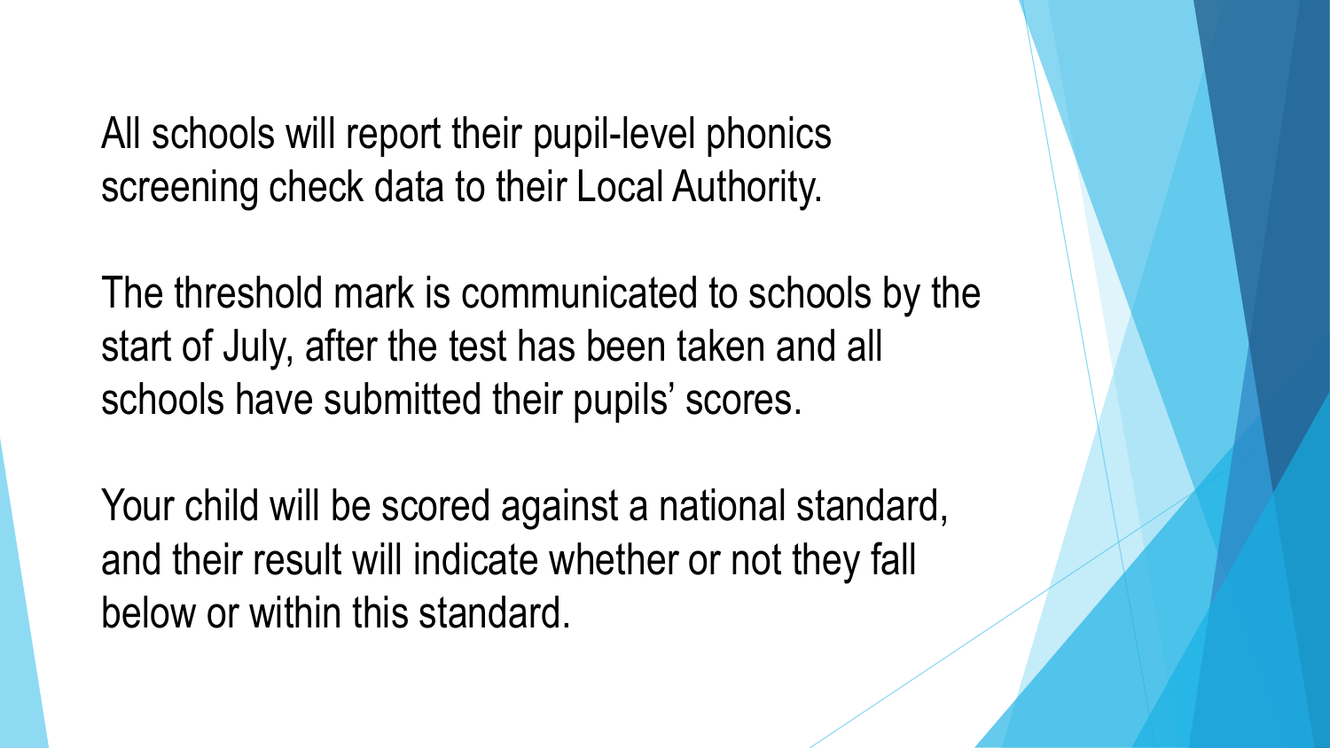All schools will report their pupil-level phonics screening check data to their Local Authority.

The threshold mark is communicated to schools by the start of July, after the test has been taken and all schools have submitted their pupils' scores.

Your child will be scored against a national standard, and their result will indicate whether or not they fall below or within this standard.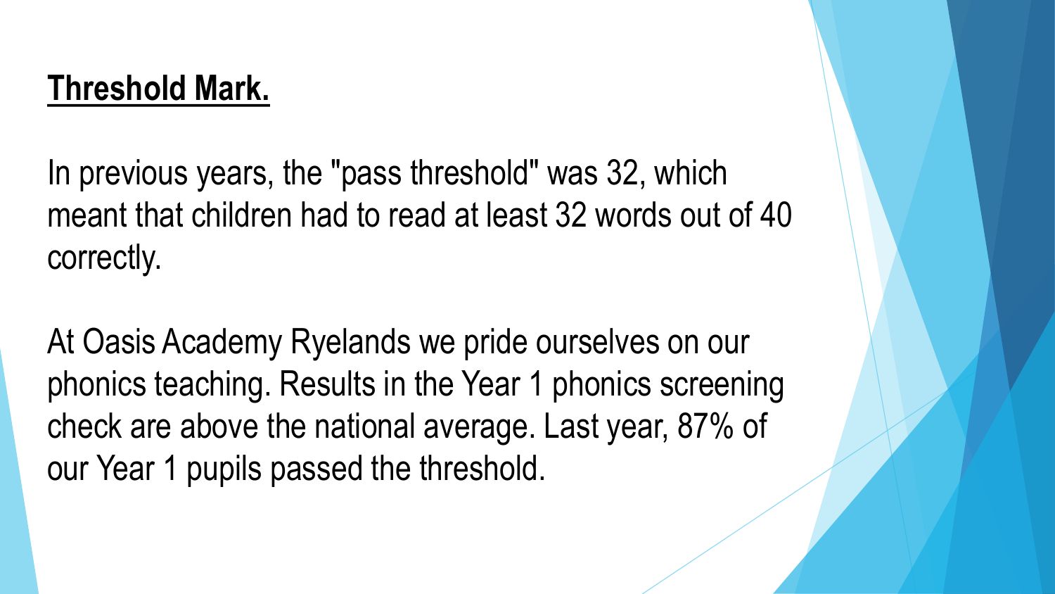## **Threshold Mark.**

In previous years, the "pass threshold" was 32, which meant that children had to read at least 32 words out of 40 correctly.

At Oasis Academy Ryelands we pride ourselves on our phonics teaching. Results in the Year 1 phonics screening check are above the national average. Last year, 87% of our Year 1 pupils passed the threshold.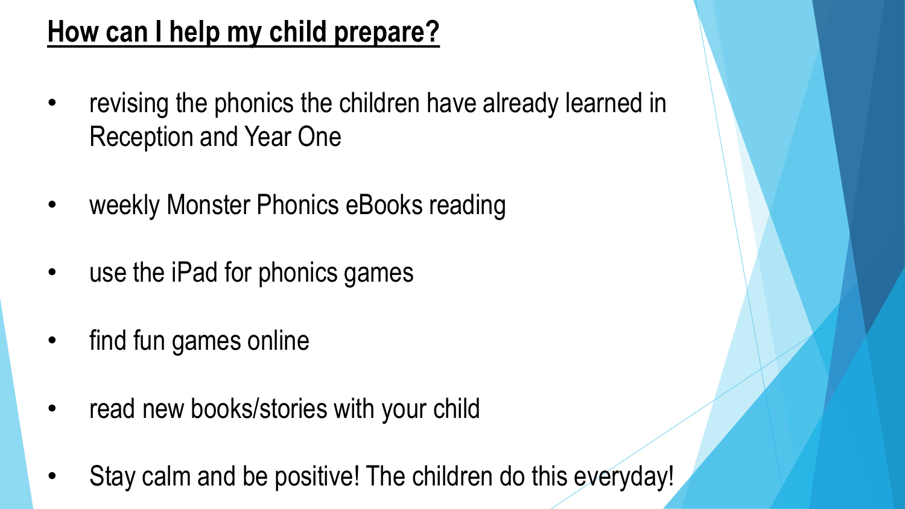## How can I help my child prepare?

- revising the phonics the children have already learned in Reception and Year One
- weekly Monster Phonics eBooks reading
- use the iPad for phonics games
- find fun games online
- read new books/stories with your child
- Stay calm and be positive! The children do this everyday!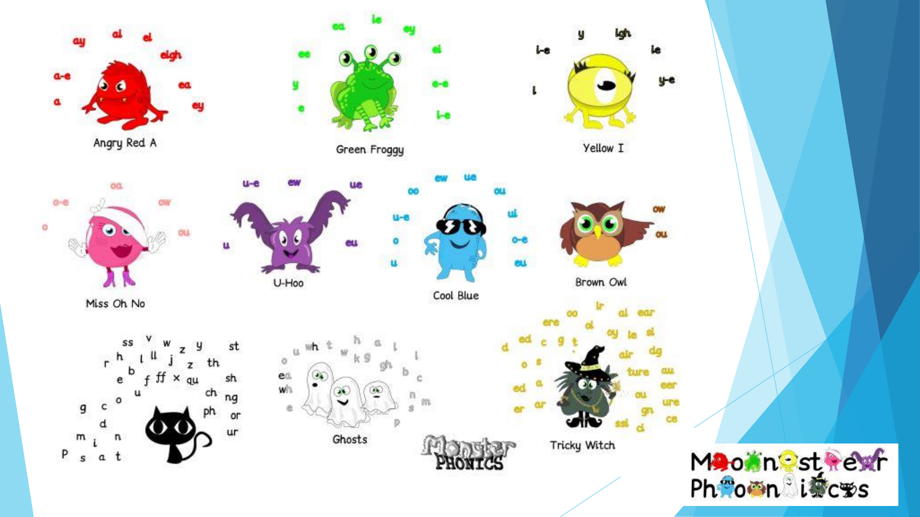ay ai ei eigh ea ey a-e a

Angry Red A

ea ie ey ee ai y e-e e i-e

Green Froggy

y igh i-e ie i y-e

Yellow I

oa o-e ow o ou

Miss Oh No

u-e ew ue u eu

U-Hoo

ew ue oo ou u-e ui o o-e u eu

Cool Blue

ow ou

Brown Owl

ss v w z y st r h l ll j z th b e f ff x qu sh u ch o ng g c ph or d ur m i n P s a t

wh t h a l u w k g gh o l b ea c wh n e s m p

Ghosts

Monster PHONICS

oo ir ai ear ere oi ed c g t oy le si d dg air ture au o s eer ed a ou ure er ar gn ssi ci ce

Tricky Witch

Monster Phonics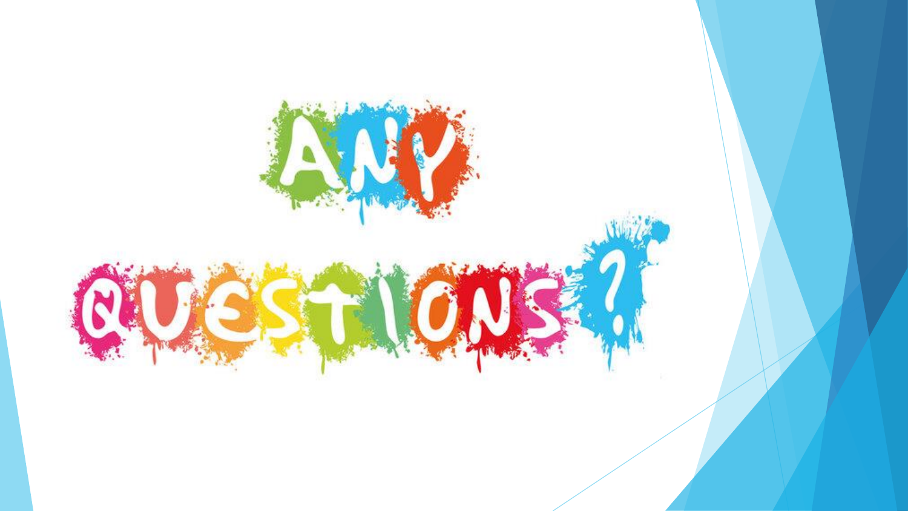ANY QUESTIONS?